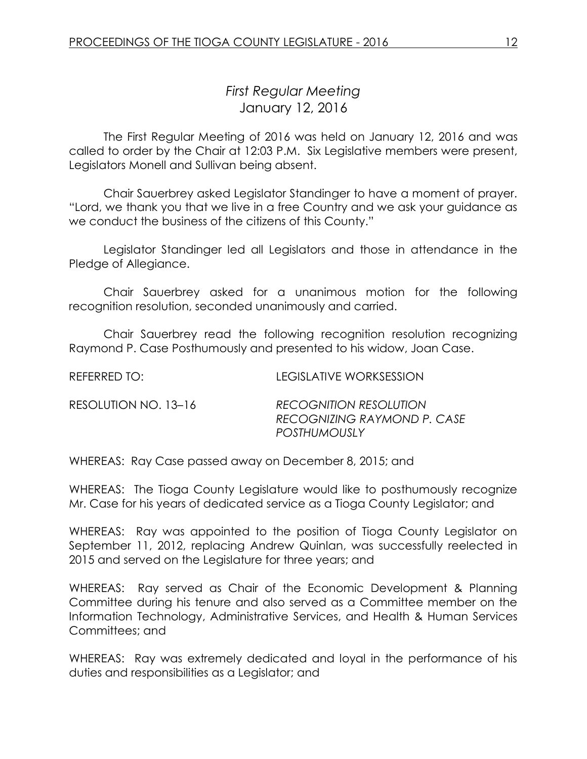# *First Regular Meeting*
## January 12, 2016

The First Regular Meeting of 2016 was held on January 12, 2016 and was called to order by the Chair at 12:03 P.M. Six Legislative members were present, Legislators Monell and Sullivan being absent.

Chair Sauerbrey asked Legislator Standinger to have a moment of prayer. "Lord, we thank you that we live in a free Country and we ask your guidance as we conduct the business of the citizens of this County."

Legislator Standinger led all Legislators and those in attendance in the Pledge of Allegiance.

Chair Sauerbrey asked for a unanimous motion for the following recognition resolution, seconded unanimously and carried.

Chair Sauerbrey read the following recognition resolution recognizing Raymond P. Case Posthumously and presented to his widow, Joan Case.

REFERRED TO: LEGISLATIVE WORKSESSION

RESOLUTION NO. 13–16 *RECOGNITION RESOLUTION RECOGNIZING RAYMOND P. CASE POSTHUMOUSLY*

WHEREAS: Ray Case passed away on December 8, 2015; and

WHEREAS: The Tioga County Legislature would like to posthumously recognize Mr. Case for his years of dedicated service as a Tioga County Legislator; and

WHEREAS: Ray was appointed to the position of Tioga County Legislator on September 11, 2012, replacing Andrew Quinlan, was successfully reelected in 2015 and served on the Legislature for three years; and

WHEREAS: Ray served as Chair of the Economic Development & Planning Committee during his tenure and also served as a Committee member on the Information Technology, Administrative Services, and Health & Human Services Committees; and

WHEREAS: Ray was extremely dedicated and loyal in the performance of his duties and responsibilities as a Legislator; and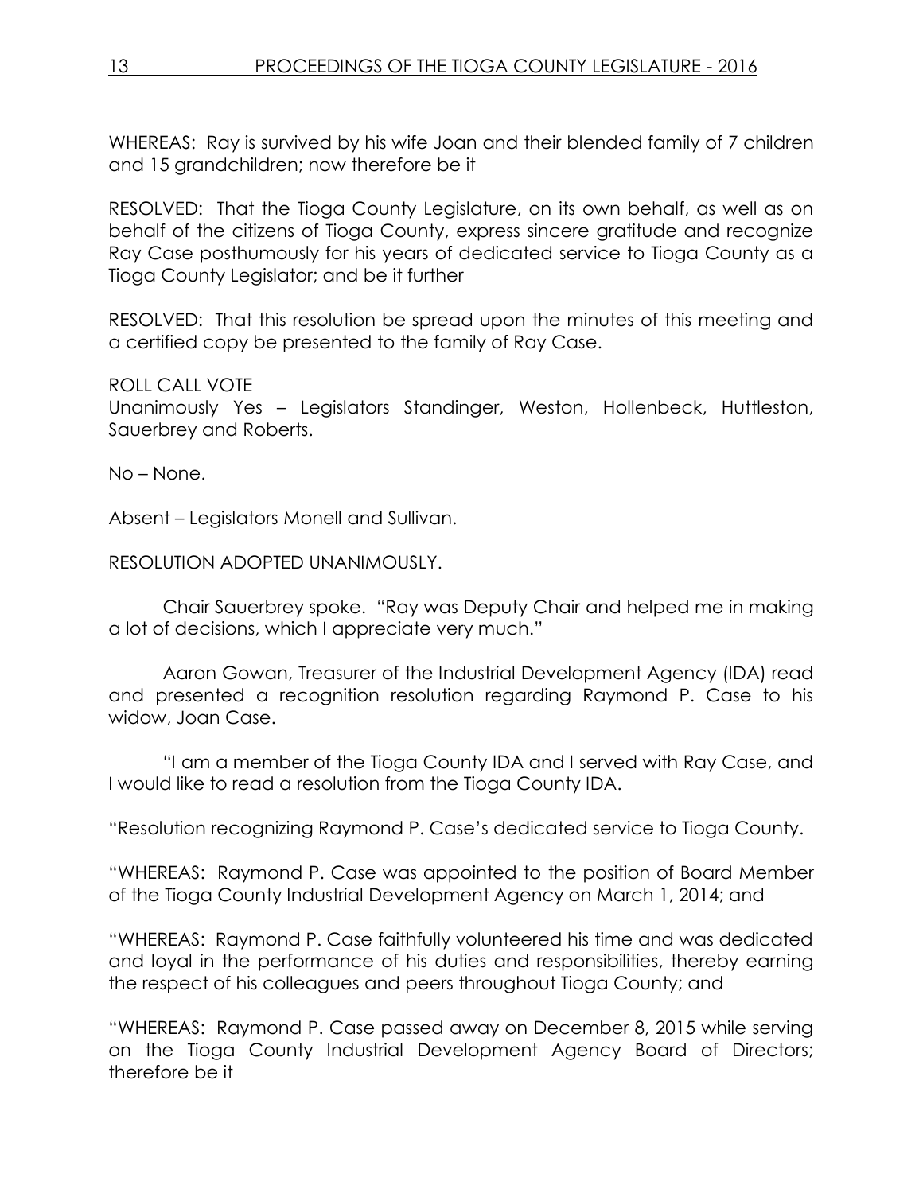WHEREAS: Ray is survived by his wife Joan and their blended family of 7 children and 15 grandchildren; now therefore be it

RESOLVED: That the Tioga County Legislature, on its own behalf, as well as on behalf of the citizens of Tioga County, express sincere gratitude and recognize Ray Case posthumously for his years of dedicated service to Tioga County as a Tioga County Legislator; and be it further

RESOLVED: That this resolution be spread upon the minutes of this meeting and a certified copy be presented to the family of Ray Case.

ROLL CALL VOTE
Unanimously Yes – Legislators Standinger, Weston, Hollenbeck, Huttleston, Sauerbrey and Roberts.

No – None.

Absent – Legislators Monell and Sullivan.

RESOLUTION ADOPTED UNANIMOUSLY.

Chair Sauerbrey spoke. "Ray was Deputy Chair and helped me in making a lot of decisions, which I appreciate very much."

Aaron Gowan, Treasurer of the Industrial Development Agency (IDA) read and presented a recognition resolution regarding Raymond P. Case to his widow, Joan Case.

"I am a member of the Tioga County IDA and I served with Ray Case, and I would like to read a resolution from the Tioga County IDA.

"Resolution recognizing Raymond P. Case's dedicated service to Tioga County.

"WHEREAS: Raymond P. Case was appointed to the position of Board Member of the Tioga County Industrial Development Agency on March 1, 2014; and

"WHEREAS: Raymond P. Case faithfully volunteered his time and was dedicated and loyal in the performance of his duties and responsibilities, thereby earning the respect of his colleagues and peers throughout Tioga County; and

"WHEREAS: Raymond P. Case passed away on December 8, 2015 while serving on the Tioga County Industrial Development Agency Board of Directors; therefore be it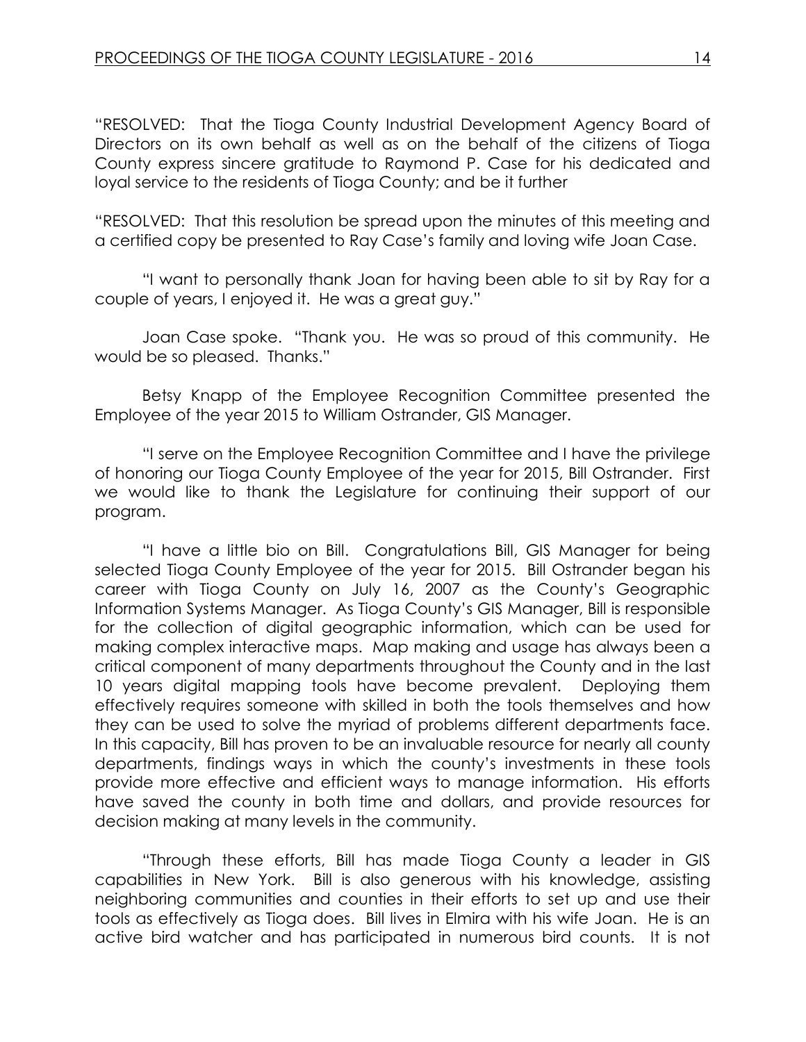"RESOLVED: That the Tioga County Industrial Development Agency Board of Directors on its own behalf as well as on the behalf of the citizens of Tioga County express sincere gratitude to Raymond P. Case for his dedicated and loyal service to the residents of Tioga County; and be it further

"RESOLVED: That this resolution be spread upon the minutes of this meeting and a certified copy be presented to Ray Case's family and loving wife Joan Case.

"I want to personally thank Joan for having been able to sit by Ray for a couple of years, I enjoyed it. He was a great guy."

Joan Case spoke. "Thank you. He was so proud of this community. He would be so pleased. Thanks."

Betsy Knapp of the Employee Recognition Committee presented the Employee of the year 2015 to William Ostrander, GIS Manager.

"I serve on the Employee Recognition Committee and I have the privilege of honoring our Tioga County Employee of the year for 2015, Bill Ostrander. First we would like to thank the Legislature for continuing their support of our program.

"I have a little bio on Bill. Congratulations Bill, GIS Manager for being selected Tioga County Employee of the year for 2015. Bill Ostrander began his career with Tioga County on July 16, 2007 as the County's Geographic Information Systems Manager. As Tioga County's GIS Manager, Bill is responsible for the collection of digital geographic information, which can be used for making complex interactive maps. Map making and usage has always been a critical component of many departments throughout the County and in the last 10 years digital mapping tools have become prevalent. Deploying them effectively requires someone with skilled in both the tools themselves and how they can be used to solve the myriad of problems different departments face. In this capacity, Bill has proven to be an invaluable resource for nearly all county departments, findings ways in which the county's investments in these tools provide more effective and efficient ways to manage information. His efforts have saved the county in both time and dollars, and provide resources for decision making at many levels in the community.

"Through these efforts, Bill has made Tioga County a leader in GIS capabilities in New York. Bill is also generous with his knowledge, assisting neighboring communities and counties in their efforts to set up and use their tools as effectively as Tioga does. Bill lives in Elmira with his wife Joan. He is an active bird watcher and has participated in numerous bird counts. It is not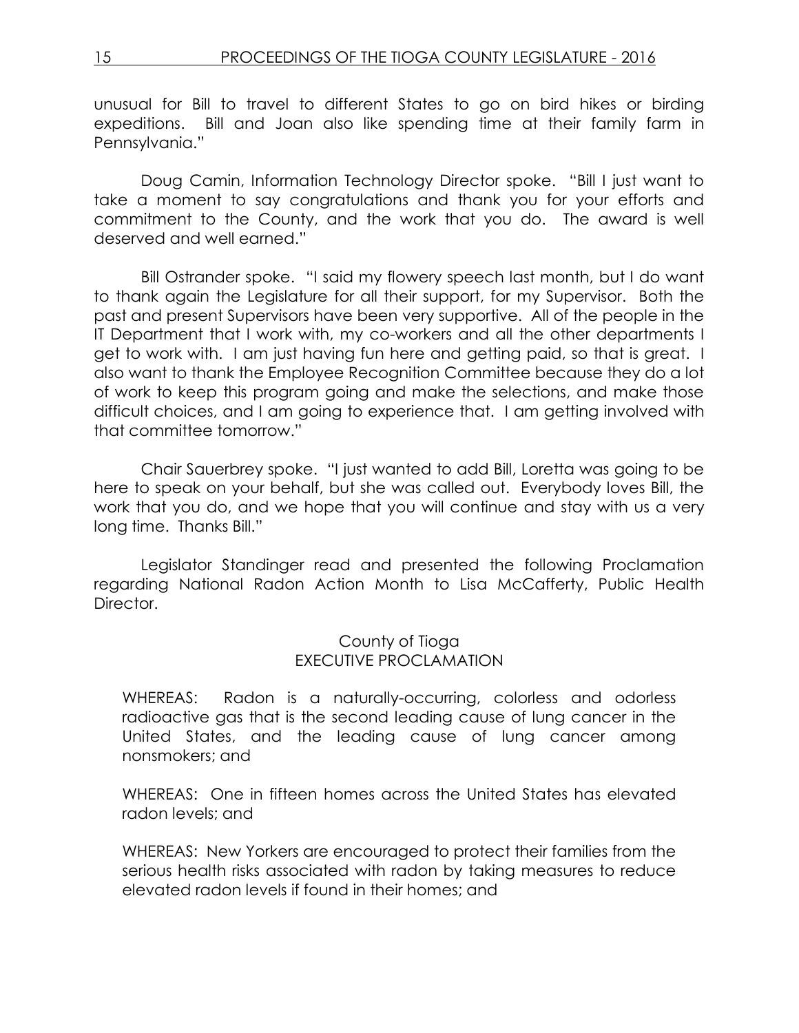unusual for Bill to travel to different States to go on bird hikes or birding expeditions. Bill and Joan also like spending time at their family farm in Pennsylvania."

Doug Camin, Information Technology Director spoke. "Bill I just want to take a moment to say congratulations and thank you for your efforts and commitment to the County, and the work that you do. The award is well deserved and well earned."

Bill Ostrander spoke. "I said my flowery speech last month, but I do want to thank again the Legislature for all their support, for my Supervisor. Both the past and present Supervisors have been very supportive. All of the people in the IT Department that I work with, my co-workers and all the other departments I get to work with. I am just having fun here and getting paid, so that is great. I also want to thank the Employee Recognition Committee because they do a lot of work to keep this program going and make the selections, and make those difficult choices, and I am going to experience that. I am getting involved with that committee tomorrow."

Chair Sauerbrey spoke. "I just wanted to add Bill, Loretta was going to be here to speak on your behalf, but she was called out. Everybody loves Bill, the work that you do, and we hope that you will continue and stay with us a very long time. Thanks Bill."

Legislator Standinger read and presented the following Proclamation regarding National Radon Action Month to Lisa McCafferty, Public Health Director.

County of Tioga
EXECUTIVE PROCLAMATION

WHEREAS: Radon is a naturally-occurring, colorless and odorless radioactive gas that is the second leading cause of lung cancer in the United States, and the leading cause of lung cancer among nonsmokers; and

WHEREAS: One in fifteen homes across the United States has elevated radon levels; and

WHEREAS: New Yorkers are encouraged to protect their families from the serious health risks associated with radon by taking measures to reduce elevated radon levels if found in their homes; and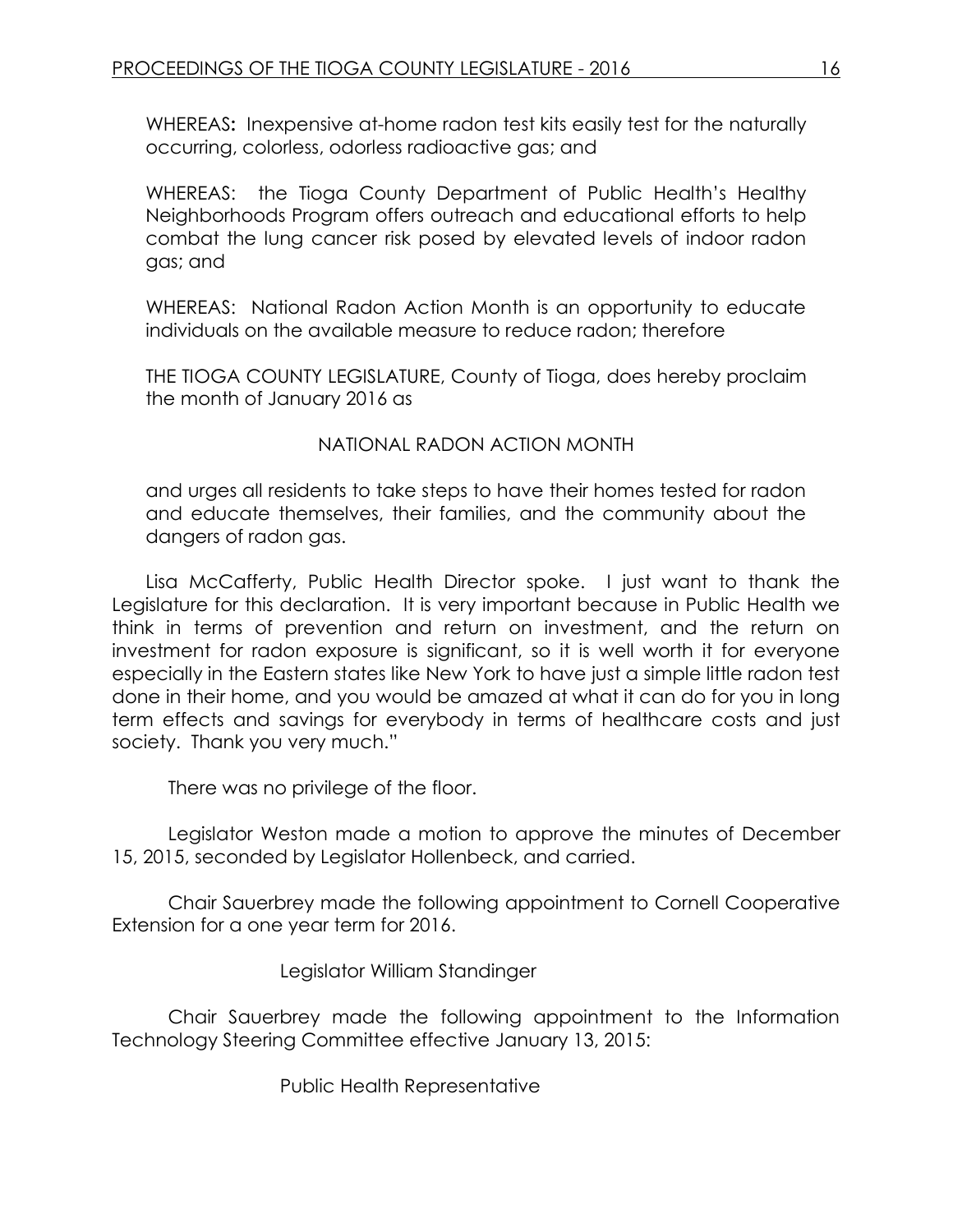WHEREAS**:** Inexpensive at-home radon test kits easily test for the naturally occurring, colorless, odorless radioactive gas; and

WHEREAS: the Tioga County Department of Public Health's Healthy Neighborhoods Program offers outreach and educational efforts to help combat the lung cancer risk posed by elevated levels of indoor radon gas; and

WHEREAS: National Radon Action Month is an opportunity to educate individuals on the available measure to reduce radon; therefore

THE TIOGA COUNTY LEGISLATURE, County of Tioga, does hereby proclaim the month of January 2016 as

NATIONAL RADON ACTION MONTH

and urges all residents to take steps to have their homes tested for radon and educate themselves, their families, and the community about the dangers of radon gas.

Lisa McCafferty, Public Health Director spoke. I just want to thank the Legislature for this declaration. It is very important because in Public Health we think in terms of prevention and return on investment, and the return on investment for radon exposure is significant, so it is well worth it for everyone especially in the Eastern states like New York to have just a simple little radon test done in their home, and you would be amazed at what it can do for you in long term effects and savings for everybody in terms of healthcare costs and just society. Thank you very much."

There was no privilege of the floor.

Legislator Weston made a motion to approve the minutes of December 15, 2015, seconded by Legislator Hollenbeck, and carried.

Chair Sauerbrey made the following appointment to Cornell Cooperative Extension for a one year term for 2016.

Legislator William Standinger

Chair Sauerbrey made the following appointment to the Information Technology Steering Committee effective January 13, 2015:

Public Health Representative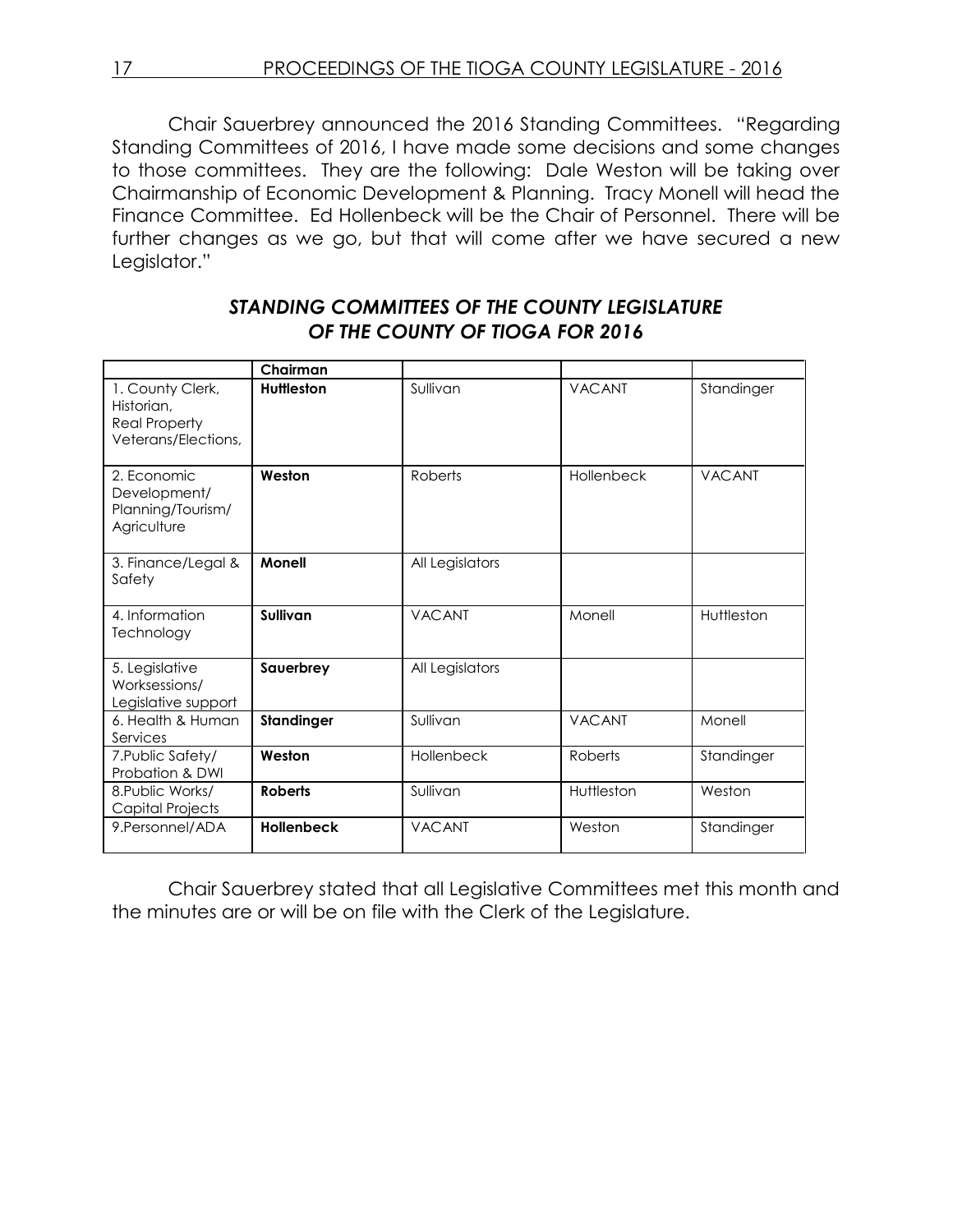Chair Sauerbrey announced the 2016 Standing Committees. "Regarding Standing Committees of 2016, I have made some decisions and some changes to those committees. They are the following: Dale Weston will be taking over Chairmanship of Economic Development & Planning. Tracy Monell will head the Finance Committee. Ed Hollenbeck will be the Chair of Personnel. There will be further changes as we go, but that will come after we have secured a new Legislator."

## *STANDING COMMITTEES OF THE COUNTY LEGISLATURE OF THE COUNTY OF TIOGA FOR 2016*

| | **Chairman** | | | |
|---|---|---|---|---|
| 1. County Clerk, Historian, Real Property Veterans/Elections, | **Huttleston** | Sullivan | VACANT | Standinger |
| 2. Economic Development/ Planning/Tourism/ Agriculture | **Weston** | Roberts | Hollenbeck | VACANT |
| 3. Finance/Legal & Safety | **Monell** | All Legislators | | |
| 4. Information Technology | **Sullivan** | VACANT | Monell | Huttleston |
| 5. Legislative Worksessions/ Legislative support | **Sauerbrey** | All Legislators | | |
| 6. Health & Human Services | **Standinger** | Sullivan | VACANT | Monell |
| 7.Public Safety/ Probation & DWI | **Weston** | Hollenbeck | Roberts | Standinger |
| 8.Public Works/ Capital Projects | **Roberts** | Sullivan | Huttleston | Weston |
| 9.Personnel/ADA | **Hollenbeck** | VACANT | Weston | Standinger |

Chair Sauerbrey stated that all Legislative Committees met this month and the minutes are or will be on file with the Clerk of the Legislature.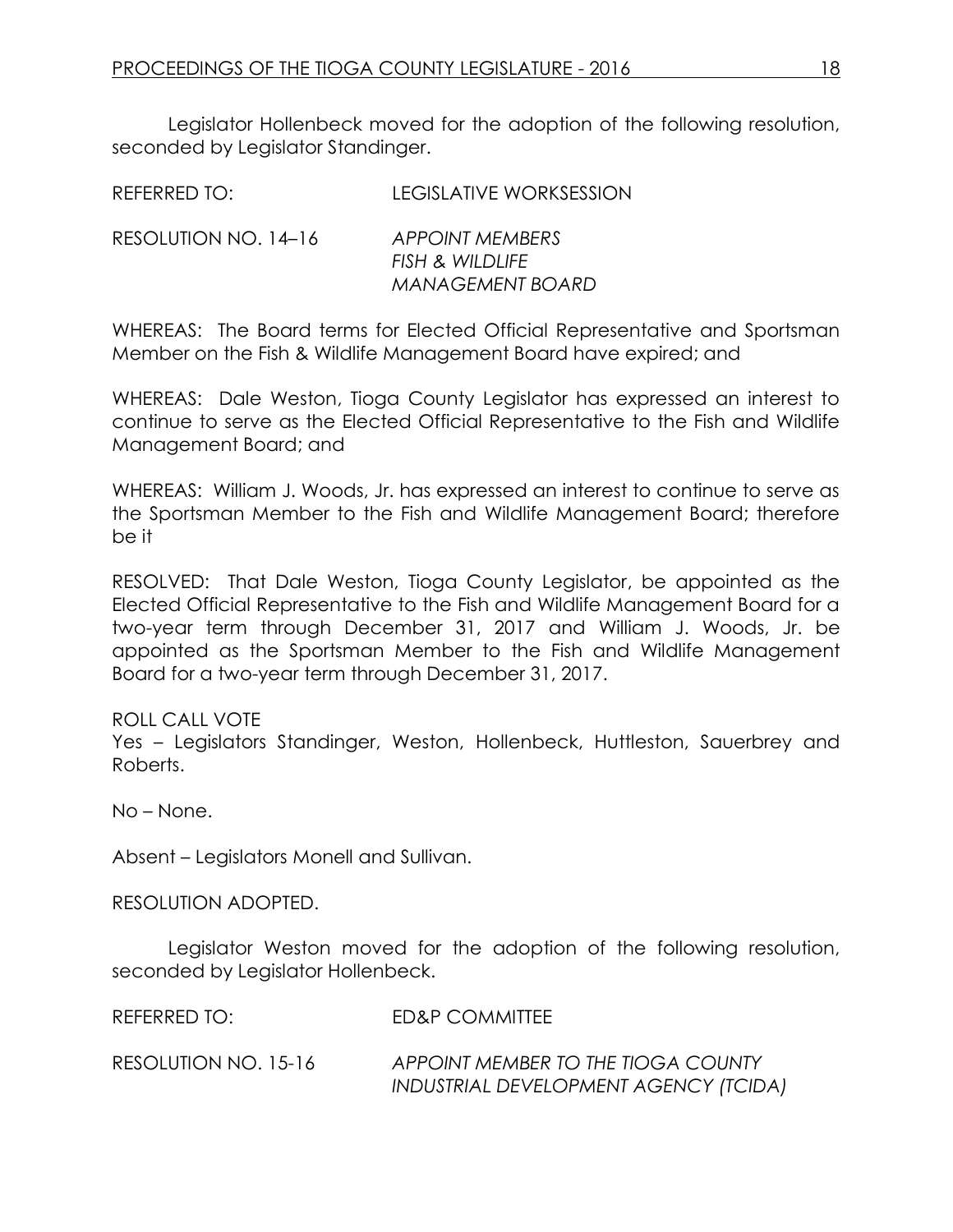Legislator Hollenbeck moved for the adoption of the following resolution, seconded by Legislator Standinger.

REFERRED TO: LEGISLATIVE WORKSESSION

RESOLUTION NO. 14–16 *APPOINT MEMBERS*
*FISH & WILDLIFE*
*MANAGEMENT BOARD*

WHEREAS: The Board terms for Elected Official Representative and Sportsman Member on the Fish & Wildlife Management Board have expired; and

WHEREAS: Dale Weston, Tioga County Legislator has expressed an interest to continue to serve as the Elected Official Representative to the Fish and Wildlife Management Board; and

WHEREAS: William J. Woods, Jr. has expressed an interest to continue to serve as the Sportsman Member to the Fish and Wildlife Management Board; therefore be it

RESOLVED: That Dale Weston, Tioga County Legislator, be appointed as the Elected Official Representative to the Fish and Wildlife Management Board for a two-year term through December 31, 2017 and William J. Woods, Jr. be appointed as the Sportsman Member to the Fish and Wildlife Management Board for a two-year term through December 31, 2017.

ROLL CALL VOTE
Yes – Legislators Standinger, Weston, Hollenbeck, Huttleston, Sauerbrey and Roberts.

No – None.

Absent – Legislators Monell and Sullivan.

RESOLUTION ADOPTED.

Legislator Weston moved for the adoption of the following resolution, seconded by Legislator Hollenbeck.

REFERRED TO: ED&P COMMITTEE

RESOLUTION NO. 15-16 *APPOINT MEMBER TO THE TIOGA COUNTY INDUSTRIAL DEVELOPMENT AGENCY (TCIDA)*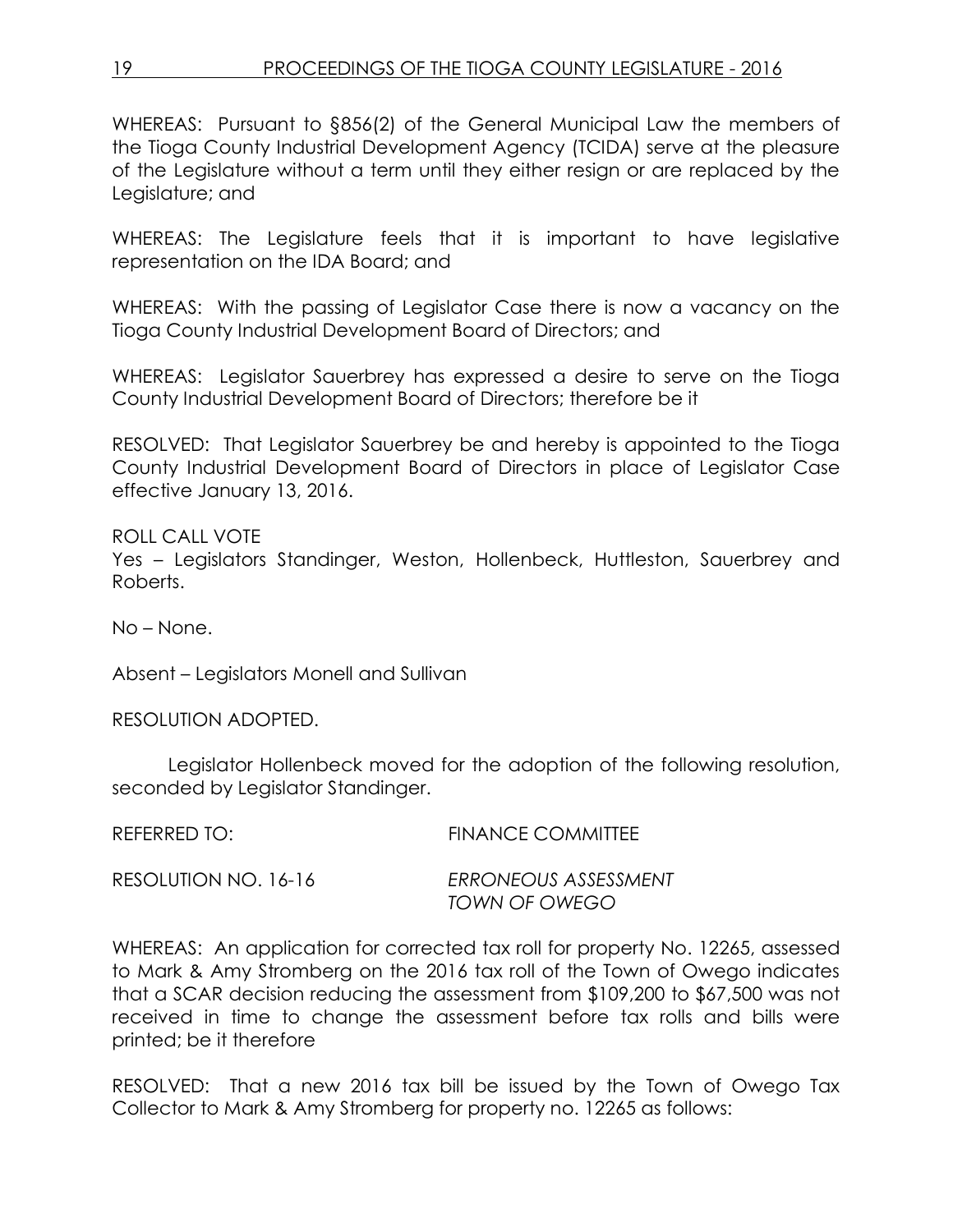WHEREAS: Pursuant to §856(2) of the General Municipal Law the members of the Tioga County Industrial Development Agency (TCIDA) serve at the pleasure of the Legislature without a term until they either resign or are replaced by the Legislature; and

WHEREAS: The Legislature feels that it is important to have legislative representation on the IDA Board; and

WHEREAS: With the passing of Legislator Case there is now a vacancy on the Tioga County Industrial Development Board of Directors; and

WHEREAS: Legislator Sauerbrey has expressed a desire to serve on the Tioga County Industrial Development Board of Directors; therefore be it

RESOLVED: That Legislator Sauerbrey be and hereby is appointed to the Tioga County Industrial Development Board of Directors in place of Legislator Case effective January 13, 2016.

ROLL CALL VOTE
Yes – Legislators Standinger, Weston, Hollenbeck, Huttleston, Sauerbrey and Roberts.

No – None.

Absent – Legislators Monell and Sullivan

RESOLUTION ADOPTED.

Legislator Hollenbeck moved for the adoption of the following resolution, seconded by Legislator Standinger.

REFERRED TO: FINANCE COMMITTEE

RESOLUTION NO. 16-16 *ERRONEOUS ASSESSMENT TOWN OF OWEGO*

WHEREAS: An application for corrected tax roll for property No. 12265, assessed to Mark & Amy Stromberg on the 2016 tax roll of the Town of Owego indicates that a SCAR decision reducing the assessment from $109,200 to $67,500 was not received in time to change the assessment before tax rolls and bills were printed; be it therefore

RESOLVED: That a new 2016 tax bill be issued by the Town of Owego Tax Collector to Mark & Amy Stromberg for property no. 12265 as follows: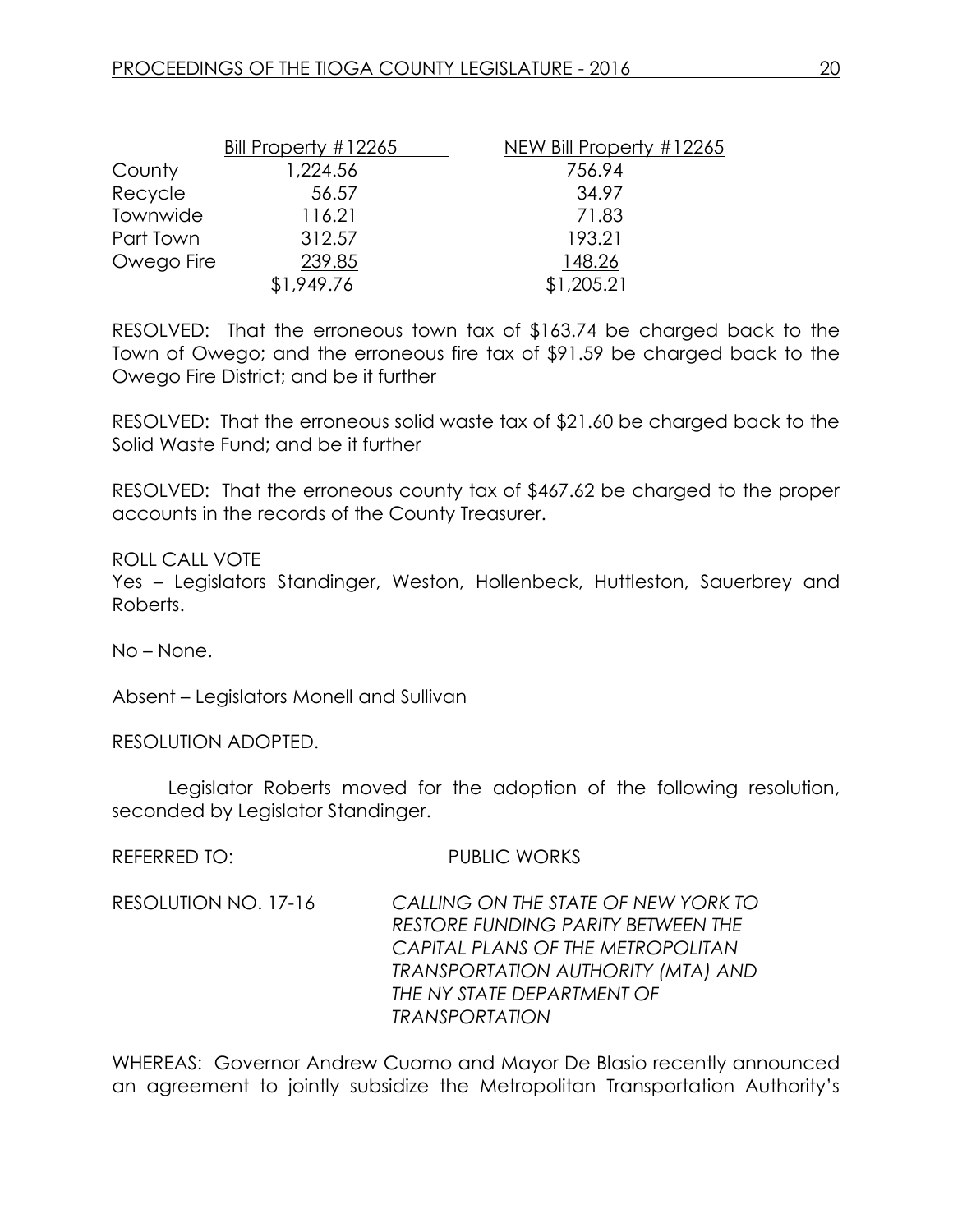| | Bill Property #12265 | NEW Bill Property #12265 |
|---|---|---|
| County | 1,224.56 | 756.94 |
| Recycle | 56.57 | 34.97 |
| Townwide | 116.21 | 71.83 |
| Part Town | 312.57 | 193.21 |
| Owego Fire | 239.85 | 148.26 |
| | $1,949.76 | $1,205.21 |

RESOLVED: That the erroneous town tax of $163.74 be charged back to the Town of Owego; and the erroneous fire tax of $91.59 be charged back to the Owego Fire District; and be it further

RESOLVED: That the erroneous solid waste tax of $21.60 be charged back to the Solid Waste Fund; and be it further

RESOLVED: That the erroneous county tax of $467.62 be charged to the proper accounts in the records of the County Treasurer.

ROLL CALL VOTE
Yes – Legislators Standinger, Weston, Hollenbeck, Huttleston, Sauerbrey and Roberts.

No – None.

Absent – Legislators Monell and Sullivan

RESOLUTION ADOPTED.

Legislator Roberts moved for the adoption of the following resolution, seconded by Legislator Standinger.

REFERRED TO: PUBLIC WORKS

RESOLUTION NO. 17-16 *CALLING ON THE STATE OF NEW YORK TO RESTORE FUNDING PARITY BETWEEN THE CAPITAL PLANS OF THE METROPOLITAN TRANSPORTATION AUTHORITY (MTA) AND THE NY STATE DEPARTMENT OF TRANSPORTATION*

WHEREAS: Governor Andrew Cuomo and Mayor De Blasio recently announced an agreement to jointly subsidize the Metropolitan Transportation Authority's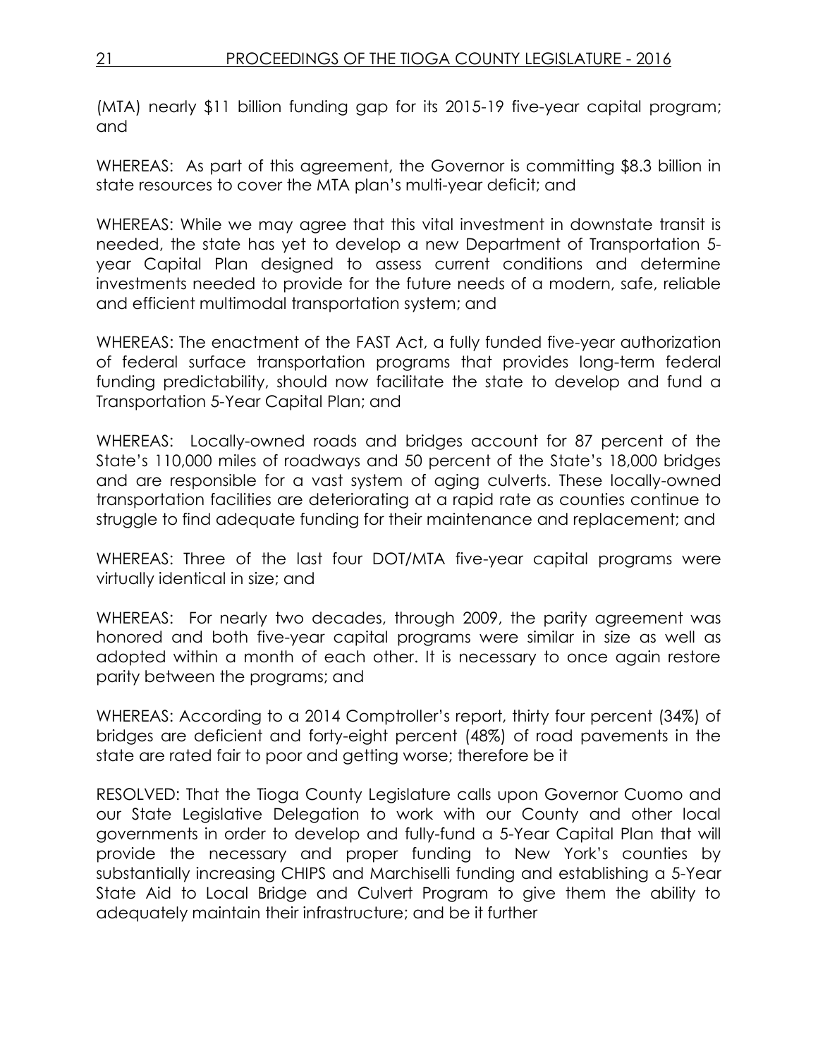(MTA) nearly $11 billion funding gap for its 2015-19 five-year capital program; and

WHEREAS: As part of this agreement, the Governor is committing $8.3 billion in state resources to cover the MTA plan's multi-year deficit; and

WHEREAS: While we may agree that this vital investment in downstate transit is needed, the state has yet to develop a new Department of Transportation 5-year Capital Plan designed to assess current conditions and determine investments needed to provide for the future needs of a modern, safe, reliable and efficient multimodal transportation system; and

WHEREAS: The enactment of the FAST Act, a fully funded five-year authorization of federal surface transportation programs that provides long-term federal funding predictability, should now facilitate the state to develop and fund a Transportation 5-Year Capital Plan; and

WHEREAS: Locally-owned roads and bridges account for 87 percent of the State's 110,000 miles of roadways and 50 percent of the State's 18,000 bridges and are responsible for a vast system of aging culverts. These locally-owned transportation facilities are deteriorating at a rapid rate as counties continue to struggle to find adequate funding for their maintenance and replacement; and

WHEREAS: Three of the last four DOT/MTA five-year capital programs were virtually identical in size; and

WHEREAS: For nearly two decades, through 2009, the parity agreement was honored and both five-year capital programs were similar in size as well as adopted within a month of each other. It is necessary to once again restore parity between the programs; and

WHEREAS: According to a 2014 Comptroller's report, thirty four percent (34%) of bridges are deficient and forty-eight percent (48%) of road pavements in the state are rated fair to poor and getting worse; therefore be it

RESOLVED: That the Tioga County Legislature calls upon Governor Cuomo and our State Legislative Delegation to work with our County and other local governments in order to develop and fully-fund a 5-Year Capital Plan that will provide the necessary and proper funding to New York's counties by substantially increasing CHIPS and Marchiselli funding and establishing a 5-Year State Aid to Local Bridge and Culvert Program to give them the ability to adequately maintain their infrastructure; and be it further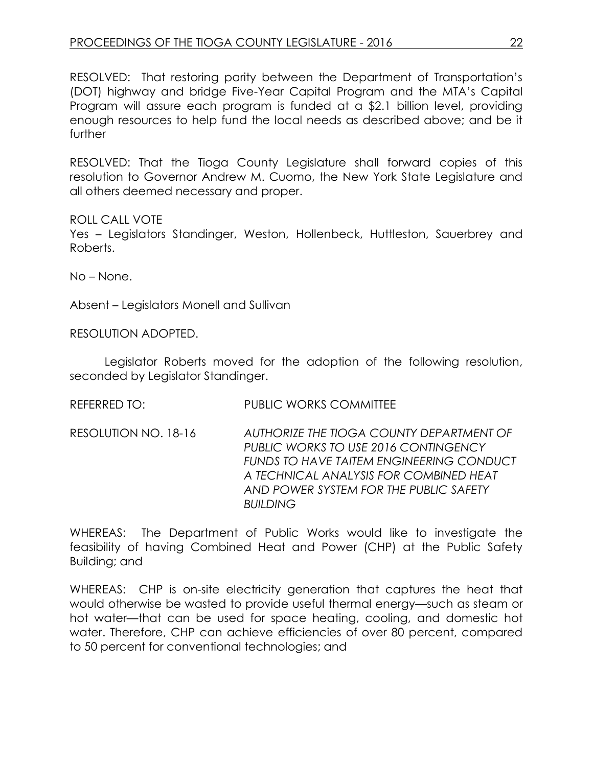RESOLVED: That restoring parity between the Department of Transportation's (DOT) highway and bridge Five-Year Capital Program and the MTA's Capital Program will assure each program is funded at a $2.1 billion level, providing enough resources to help fund the local needs as described above; and be it further

RESOLVED: That the Tioga County Legislature shall forward copies of this resolution to Governor Andrew M. Cuomo, the New York State Legislature and all others deemed necessary and proper.

ROLL CALL VOTE
Yes – Legislators Standinger, Weston, Hollenbeck, Huttleston, Sauerbrey and Roberts.

No – None.

Absent – Legislators Monell and Sullivan

RESOLUTION ADOPTED.

Legislator Roberts moved for the adoption of the following resolution, seconded by Legislator Standinger.

REFERRED TO: PUBLIC WORKS COMMITTEE

RESOLUTION NO. 18-16 *AUTHORIZE THE TIOGA COUNTY DEPARTMENT OF PUBLIC WORKS TO USE 2016 CONTINGENCY FUNDS TO HAVE TAITEM ENGINEERING CONDUCT A TECHNICAL ANALYSIS FOR COMBINED HEAT AND POWER SYSTEM FOR THE PUBLIC SAFETY BUILDING*

WHEREAS: The Department of Public Works would like to investigate the feasibility of having Combined Heat and Power (CHP) at the Public Safety Building; and

WHEREAS: CHP is on-site electricity generation that captures the heat that would otherwise be wasted to provide useful thermal energy—such as steam or hot water—that can be used for space heating, cooling, and domestic hot water. Therefore, CHP can achieve efficiencies of over 80 percent, compared to 50 percent for conventional technologies; and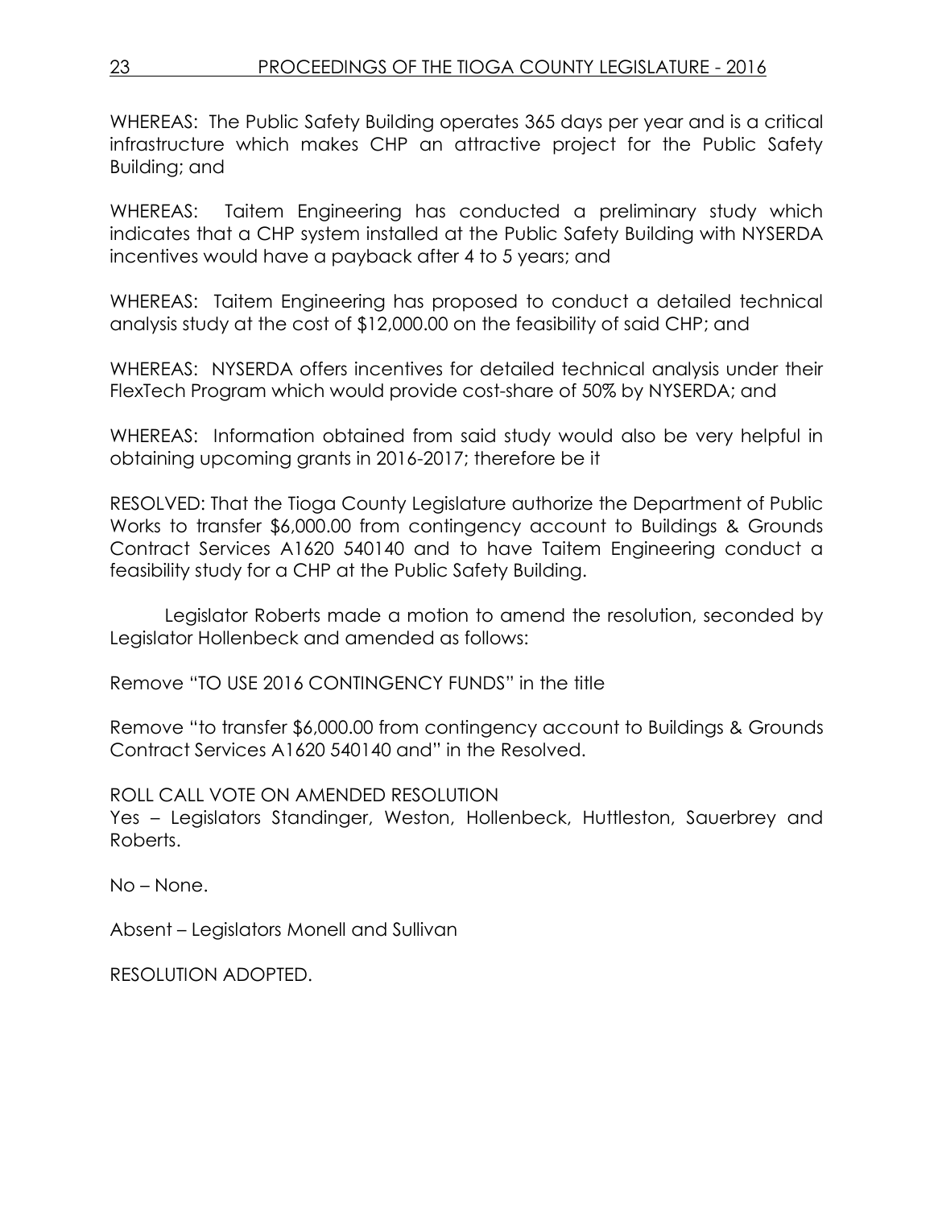WHEREAS: The Public Safety Building operates 365 days per year and is a critical infrastructure which makes CHP an attractive project for the Public Safety Building; and

WHEREAS: Taitem Engineering has conducted a preliminary study which indicates that a CHP system installed at the Public Safety Building with NYSERDA incentives would have a payback after 4 to 5 years; and

WHEREAS: Taitem Engineering has proposed to conduct a detailed technical analysis study at the cost of $12,000.00 on the feasibility of said CHP; and

WHEREAS: NYSERDA offers incentives for detailed technical analysis under their FlexTech Program which would provide cost-share of 50% by NYSERDA; and

WHEREAS: Information obtained from said study would also be very helpful in obtaining upcoming grants in 2016-2017; therefore be it

RESOLVED: That the Tioga County Legislature authorize the Department of Public Works to transfer $6,000.00 from contingency account to Buildings & Grounds Contract Services A1620 540140 and to have Taitem Engineering conduct a feasibility study for a CHP at the Public Safety Building.

Legislator Roberts made a motion to amend the resolution, seconded by Legislator Hollenbeck and amended as follows:

Remove "TO USE 2016 CONTINGENCY FUNDS" in the title

Remove "to transfer $6,000.00 from contingency account to Buildings & Grounds Contract Services A1620 540140 and" in the Resolved.

ROLL CALL VOTE ON AMENDED RESOLUTION
Yes – Legislators Standinger, Weston, Hollenbeck, Huttleston, Sauerbrey and Roberts.

No – None.

Absent – Legislators Monell and Sullivan

RESOLUTION ADOPTED.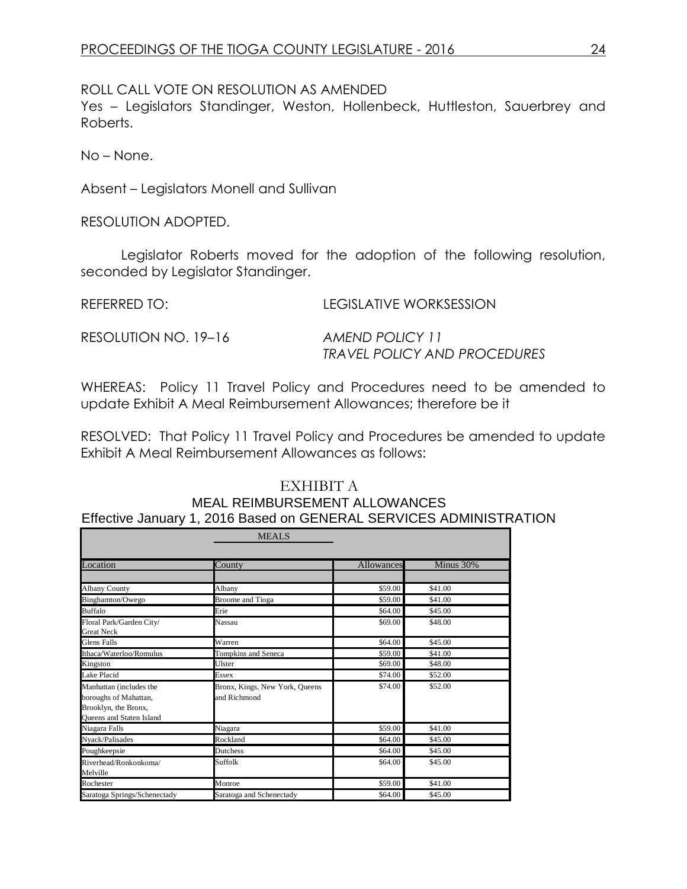ROLL CALL VOTE ON RESOLUTION AS AMENDED

Yes – Legislators Standinger, Weston, Hollenbeck, Huttleston, Sauerbrey and Roberts.

No – None.

Absent – Legislators Monell and Sullivan

RESOLUTION ADOPTED.

Legislator Roberts moved for the adoption of the following resolution, seconded by Legislator Standinger.

REFERRED TO: LEGISLATIVE WORKSESSION

RESOLUTION NO. 19–16 *AMEND POLICY 11 TRAVEL POLICY AND PROCEDURES*

WHEREAS: Policy 11 Travel Policy and Procedures need to be amended to update Exhibit A Meal Reimbursement Allowances; therefore be it

RESOLVED: That Policy 11 Travel Policy and Procedures be amended to update Exhibit A Meal Reimbursement Allowances as follows:

## EXHIBIT A

### MEAL REIMBURSEMENT ALLOWANCES

### Effective January 1, 2016 Based on GENERAL SERVICES ADMINISTRATION

| MEALS | | | |
|---|---|---|---|
| Location | County | Allowances | Minus 30% |
| Albany County | Albany | $59.00 | $41.00 |
| Binghamton/Owego | Broome and Tioga | $59.00 | $41.00 |
| Buffalo | Erie | $64.00 | $45.00 |
| Floral Park/Garden City/ Great Neck | Nassau | $69.00 | $48.00 |
| Glens Falls | Warren | $64.00 | $45.00 |
| Ithaca/Waterloo/Romulus | Tompkins and Seneca | $59.00 | $41.00 |
| Kingston | Ulster | $69.00 | $48.00 |
| Lake Placid | Essex | $74.00 | $52.00 |
| Manhattan (includes the boroughs of Mahattan, Brooklyn, the Bronx, Queens and Staten Island | Bronx, Kings, New York, Queens and Richmond | $74.00 | $52.00 |
| Niagara Falls | Niagara | $59.00 | $41.00 |
| Nyack/Palisades | Rockland | $64.00 | $45.00 |
| Poughkeepsie | Dutchess | $64.00 | $45.00 |
| Riverhead/Ronkonkoma/ Melville | Suffolk | $64.00 | $45.00 |
| Rochester | Monroe | $59.00 | $41.00 |
| Saratoga Springs/Schenectady | Saratoga and Schenectady | $64.00 | $45.00 |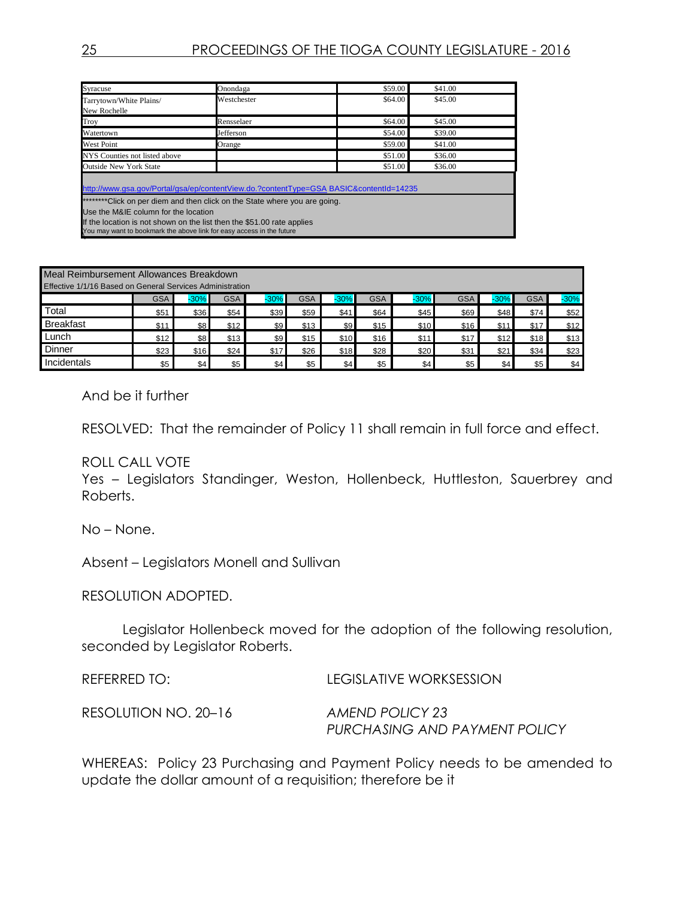| | | | |
|---|---|---|---|
| Syracuse | Onondaga | $59.00 | $41.00 |
| Tarrytown/White Plains/ New Rochelle | Westchester | $64.00 | $45.00 |
| Troy | Rensselaer | $64.00 | $45.00 |
| Watertown | Jefferson | $54.00 | $39.00 |
| West Point | Orange | $59.00 | $41.00 |
| NYS Counties not listed above | | $51.00 | $36.00 |
| Outside New York State | | $51.00 | $36.00 |

http://www.gsa.gov/Portal/gsa/ep/contentView.do.?contentType=GSA BASIC&contentId=14235

********Click on per diem and then click on the State where you are going.
Use the M&IE column for the location
If the location is not shown on the list then the $51.00 rate applies
You may want to bookmark the above link for easy access in the future

Meal Reimbursement Allowances Breakdown
Effective 1/1/16 Based on General Services Administration

| | GSA | -30% | GSA | -30% | GSA | -30% | GSA | -30% | GSA | -30% | GSA | -30% |
|---|---|---|---|---|---|---|---|---|---|---|---|---|
| Total | $51 | $36 | $54 | $39 | $59 | $41 | $64 | $45 | $69 | $48 | $74 | $52 |
| Breakfast | $11 | $8 | $12 | $9 | $13 | $9 | $15 | $10 | $16 | $11 | $17 | $12 |
| Lunch | $12 | $8 | $13 | $9 | $15 | $10 | $16 | $11 | $17 | $12 | $18 | $13 |
| Dinner | $23 | $16 | $24 | $17 | $26 | $18 | $28 | $20 | $31 | $21 | $34 | $23 |
| Incidentals | $5 | $4 | $5 | $4 | $5 | $4 | $5 | $4 | $5 | $4 | $5 | $4 |

And be it further

RESOLVED: That the remainder of Policy 11 shall remain in full force and effect.

ROLL CALL VOTE
Yes – Legislators Standinger, Weston, Hollenbeck, Huttleston, Sauerbrey and Roberts.

No – None.

Absent – Legislators Monell and Sullivan

RESOLUTION ADOPTED.

Legislator Hollenbeck moved for the adoption of the following resolution, seconded by Legislator Roberts.

REFERRED TO: LEGISLATIVE WORKSESSION

RESOLUTION NO. 20–16 *AMEND POLICY 23 PURCHASING AND PAYMENT POLICY*

WHEREAS: Policy 23 Purchasing and Payment Policy needs to be amended to update the dollar amount of a requisition; therefore be it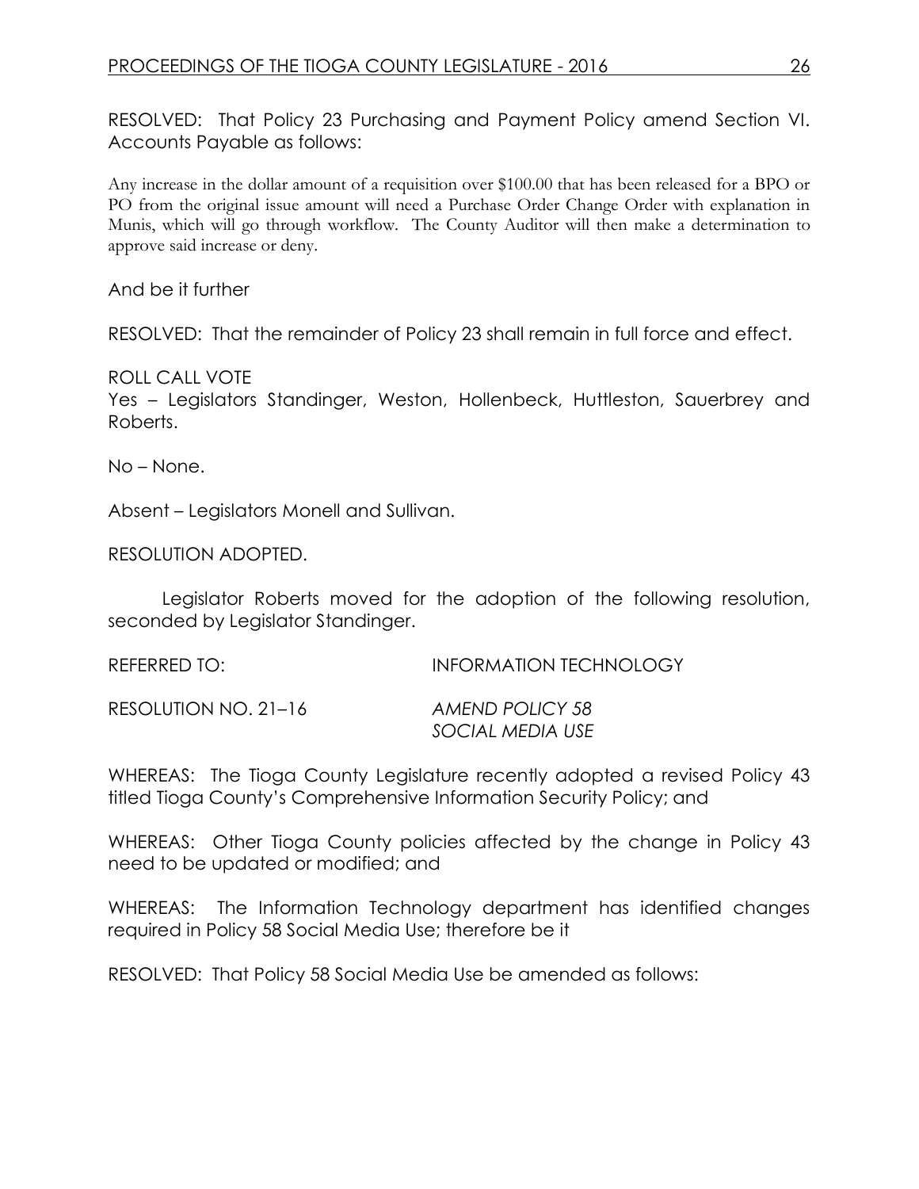RESOLVED: That Policy 23 Purchasing and Payment Policy amend Section VI. Accounts Payable as follows:

Any increase in the dollar amount of a requisition over $100.00 that has been released for a BPO or PO from the original issue amount will need a Purchase Order Change Order with explanation in Munis, which will go through workflow. The County Auditor will then make a determination to approve said increase or deny.

And be it further

RESOLVED: That the remainder of Policy 23 shall remain in full force and effect.

ROLL CALL VOTE
Yes – Legislators Standinger, Weston, Hollenbeck, Huttleston, Sauerbrey and Roberts.

No – None.

Absent – Legislators Monell and Sullivan.

RESOLUTION ADOPTED.

Legislator Roberts moved for the adoption of the following resolution, seconded by Legislator Standinger.

REFERRED TO: INFORMATION TECHNOLOGY

RESOLUTION NO. 21–16 *AMEND POLICY 58*
*SOCIAL MEDIA USE*

WHEREAS: The Tioga County Legislature recently adopted a revised Policy 43 titled Tioga County's Comprehensive Information Security Policy; and

WHEREAS: Other Tioga County policies affected by the change in Policy 43 need to be updated or modified; and

WHEREAS: The Information Technology department has identified changes required in Policy 58 Social Media Use; therefore be it

RESOLVED: That Policy 58 Social Media Use be amended as follows: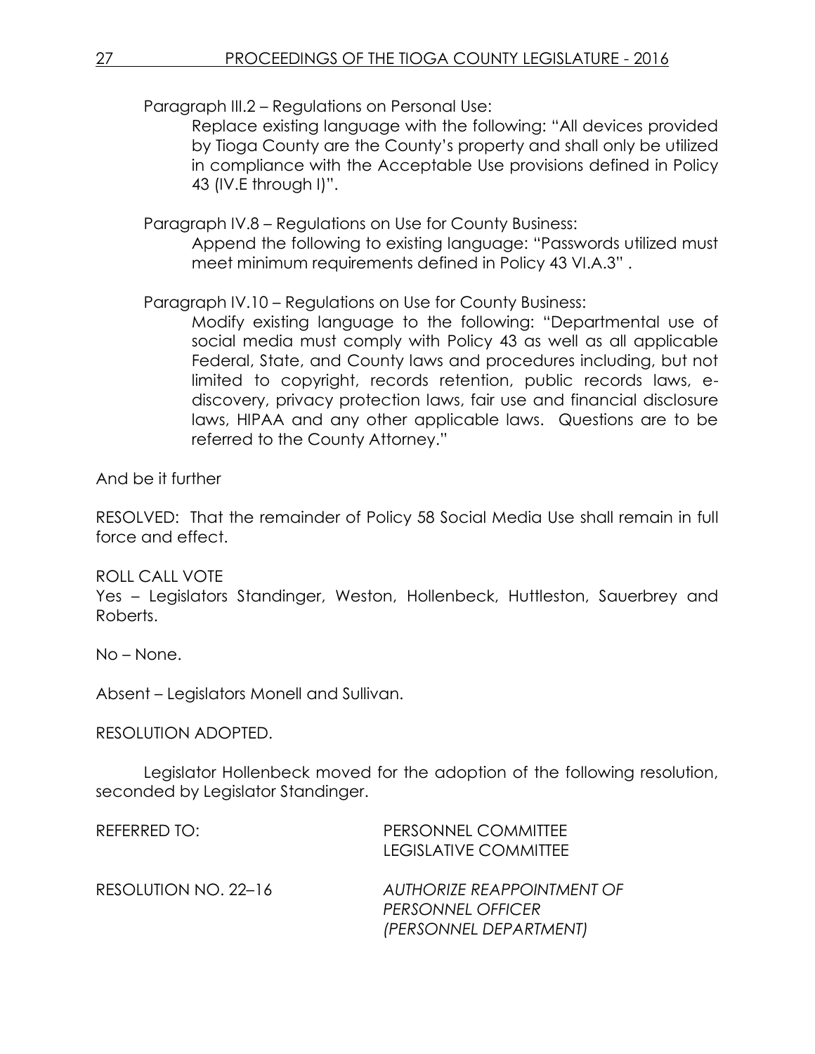Paragraph III.2 – Regulations on Personal Use:

> Replace existing language with the following: "All devices provided by Tioga County are the County's property and shall only be utilized in compliance with the Acceptable Use provisions defined in Policy 43 (IV.E through I)".

Paragraph IV.8 – Regulations on Use for County Business:

> Append the following to existing language: "Passwords utilized must meet minimum requirements defined in Policy 43 VI.A.3" .

Paragraph IV.10 – Regulations on Use for County Business:

> Modify existing language to the following: "Departmental use of social media must comply with Policy 43 as well as all applicable Federal, State, and County laws and procedures including, but not limited to copyright, records retention, public records laws, e-discovery, privacy protection laws, fair use and financial disclosure laws, HIPAA and any other applicable laws. Questions are to be referred to the County Attorney."

And be it further

RESOLVED: That the remainder of Policy 58 Social Media Use shall remain in full force and effect.

ROLL CALL VOTE
Yes – Legislators Standinger, Weston, Hollenbeck, Huttleston, Sauerbrey and Roberts.

No – None.

Absent – Legislators Monell and Sullivan.

RESOLUTION ADOPTED.

Legislator Hollenbeck moved for the adoption of the following resolution, seconded by Legislator Standinger.

REFERRED TO: PERSONNEL COMMITTEE
LEGISLATIVE COMMITTEE

RESOLUTION NO. 22–16 *AUTHORIZE REAPPOINTMENT OF PERSONNEL OFFICER (PERSONNEL DEPARTMENT)*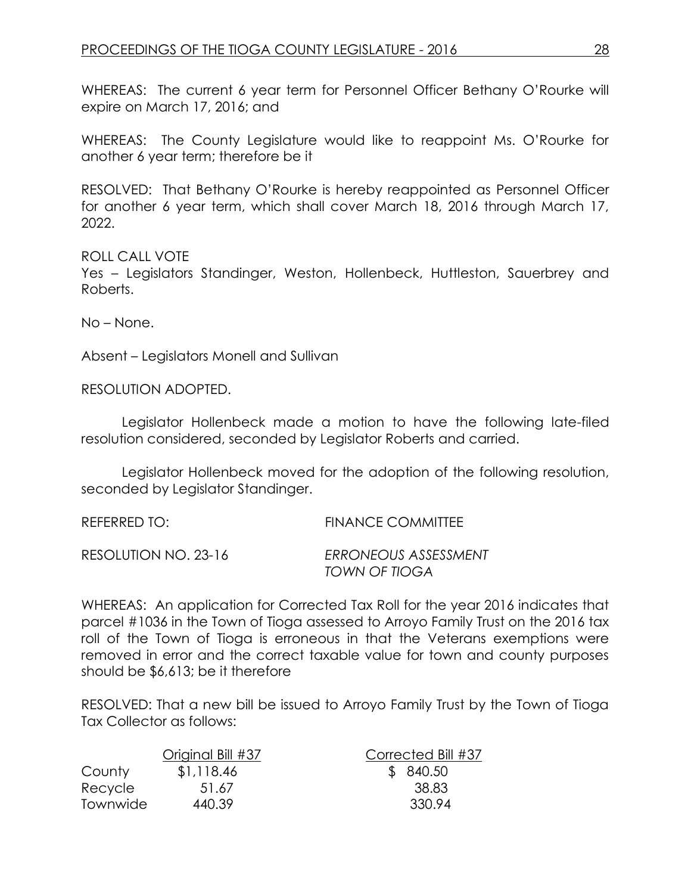WHEREAS: The current 6 year term for Personnel Officer Bethany O'Rourke will expire on March 17, 2016; and

WHEREAS: The County Legislature would like to reappoint Ms. O'Rourke for another 6 year term; therefore be it

RESOLVED: That Bethany O'Rourke is hereby reappointed as Personnel Officer for another 6 year term, which shall cover March 18, 2016 through March 17, 2022.

ROLL CALL VOTE
Yes – Legislators Standinger, Weston, Hollenbeck, Huttleston, Sauerbrey and Roberts.

No – None.

Absent – Legislators Monell and Sullivan

RESOLUTION ADOPTED.

Legislator Hollenbeck made a motion to have the following late-filed resolution considered, seconded by Legislator Roberts and carried.

Legislator Hollenbeck moved for the adoption of the following resolution, seconded by Legislator Standinger.

REFERRED TO: FINANCE COMMITTEE

RESOLUTION NO. 23-16 *ERRONEOUS ASSESSMENT TOWN OF TIOGA*

WHEREAS: An application for Corrected Tax Roll for the year 2016 indicates that parcel #1036 in the Town of Tioga assessed to Arroyo Family Trust on the 2016 tax roll of the Town of Tioga is erroneous in that the Veterans exemptions were removed in error and the correct taxable value for town and county purposes should be $6,613; be it therefore

RESOLVED: That a new bill be issued to Arroyo Family Trust by the Town of Tioga Tax Collector as follows:

| | Original Bill #37 | Corrected Bill #37 |
|---|---|---|
| County | $1,118.46 | $ 840.50 |
| Recycle | 51.67 | 38.83 |
| Townwide | 440.39 | 330.94 |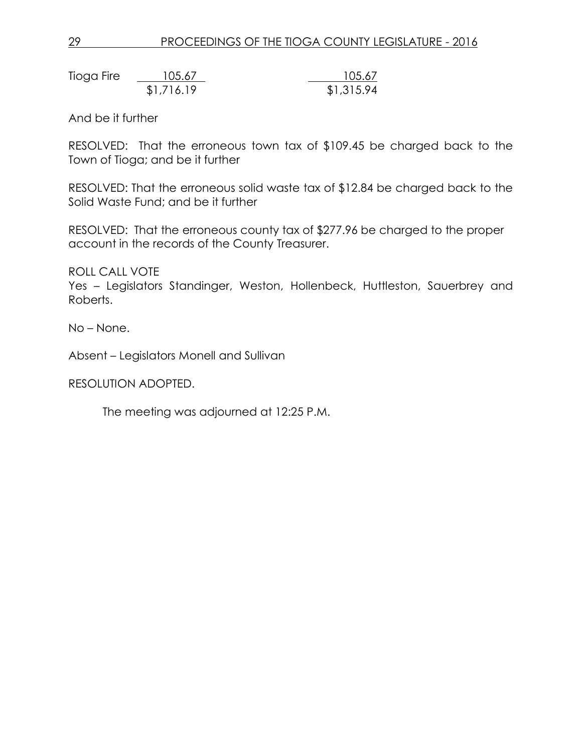| | | |
|---|---|---|
| Tioga Fire | 105.67 | 105.67 |
| | $1,716.19 | $1,315.94 |

And be it further

RESOLVED: That the erroneous town tax of $109.45 be charged back to the Town of Tioga; and be it further

RESOLVED: That the erroneous solid waste tax of $12.84 be charged back to the Solid Waste Fund; and be it further

RESOLVED: That the erroneous county tax of $277.96 be charged to the proper account in the records of the County Treasurer.

ROLL CALL VOTE
Yes – Legislators Standinger, Weston, Hollenbeck, Huttleston, Sauerbrey and Roberts.

No – None.

Absent – Legislators Monell and Sullivan

RESOLUTION ADOPTED.

The meeting was adjourned at 12:25 P.M.